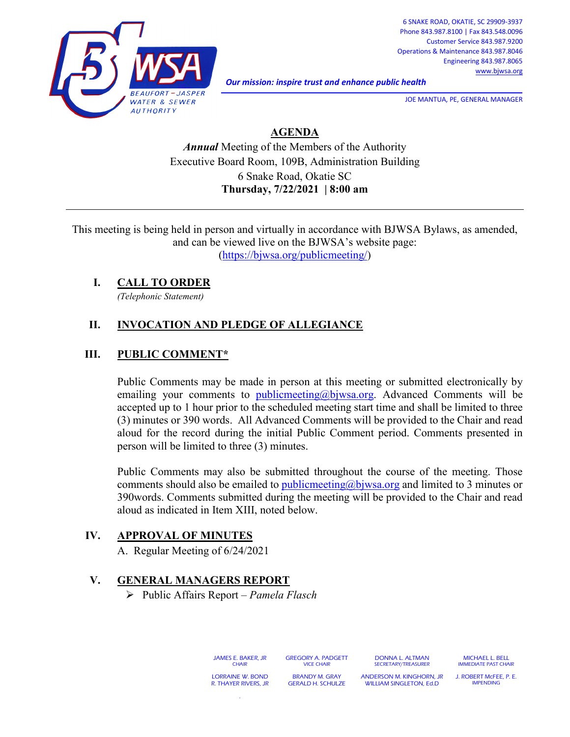BEAUFORT – JASPER WATER & SEWER AUTHORITY

6 SNAKE ROAD, OKATIE, SC 29909-3937
Phone 843.987.8100 | Fax 843.548.0096
Customer Service 843.987.9200
Operations & Maintenance 843.987.8046
Engineering 843.987.8065
www.bjwsa.org

*Our mission: inspire trust and enhance public health*

JOE MANTUA, PE, GENERAL MANAGER

# AGENDA

***Annual*** Meeting of the Members of the Authority
Executive Board Room, 109B, Administration Building
6 Snake Road, Okatie SC
**Thursday, 7/22/2021 | 8:00 am**

---

This meeting is being held in person and virtually in accordance with BJWSA Bylaws, as amended, and can be viewed live on the BJWSA's website page: (https://bjwsa.org/publicmeeting/)

## I. CALL TO ORDER

*(Telephonic Statement)*

## II. INVOCATION AND PLEDGE OF ALLEGIANCE

## III. PUBLIC COMMENT*

Public Comments may be made in person at this meeting or submitted electronically by emailing your comments to publicmeeting@bjwsa.org. Advanced Comments will be accepted up to 1 hour prior to the scheduled meeting start time and shall be limited to three (3) minutes or 390 words. All Advanced Comments will be provided to the Chair and read aloud for the record during the initial Public Comment period. Comments presented in person will be limited to three (3) minutes.

Public Comments may also be submitted throughout the course of the meeting. Those comments should also be emailed to publicmeeting@bjwsa.org and limited to 3 minutes or 390words. Comments submitted during the meeting will be provided to the Chair and read aloud as indicated in Item XIII, noted below.

## IV. APPROVAL OF MINUTES

A. Regular Meeting of 6/24/2021

## V. GENERAL MANAGERS REPORT

- Public Affairs Report – *Pamela Flasch*

JAMES E. BAKER, JR – CHAIR
GREGORY A. PADGETT – VICE CHAIR
DONNA L. ALTMAN – SECRETARY/TREASURER
MICHAEL L. BELL – IMMEDIATE PAST CHAIR
LORRAINE W. BOND
BRANDY M. GRAY
ANDERSON M. KINGHORN, JR
J. ROBERT McFEE, P. E. – IMPENDING
R. THAYER RIVERS, JR
GERALD H. SCHULZE
WILLIAM SINGLETON, Ed.D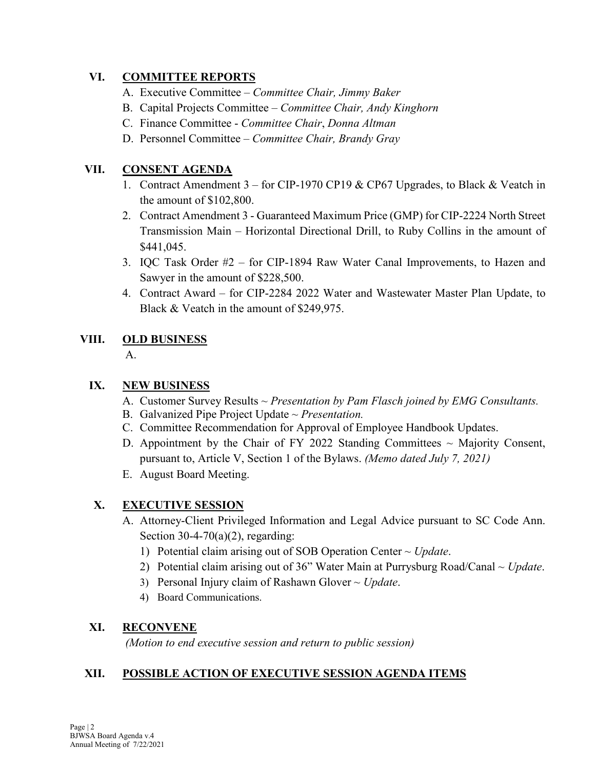## VI. COMMITTEE REPORTS

A. Executive Committee – *Committee Chair, Jimmy Baker*
B. Capital Projects Committee – *Committee Chair, Andy Kinghorn*
C. Finance Committee - *Committee Chair*, *Donna Altman*
D. Personnel Committee – *Committee Chair, Brandy Gray*

## VII. CONSENT AGENDA

1. Contract Amendment 3 – for CIP-1970 CP19 & CP67 Upgrades, to Black & Veatch in the amount of $102,800.
2. Contract Amendment 3 - Guaranteed Maximum Price (GMP) for CIP-2224 North Street Transmission Main – Horizontal Directional Drill, to Ruby Collins in the amount of $441,045.
3. IQC Task Order #2 – for CIP-1894 Raw Water Canal Improvements, to Hazen and Sawyer in the amount of $228,500.
4. Contract Award – for CIP-2284 2022 Water and Wastewater Master Plan Update, to Black & Veatch in the amount of $249,975.

## VIII. OLD BUSINESS

A.

## IX. NEW BUSINESS

A. Customer Survey Results ~ *Presentation by Pam Flasch joined by EMG Consultants.*
B. Galvanized Pipe Project Update ~ *Presentation.*
C. Committee Recommendation for Approval of Employee Handbook Updates.
D. Appointment by the Chair of FY 2022 Standing Committees ~ Majority Consent, pursuant to, Article V, Section 1 of the Bylaws. *(Memo dated July 7, 2021)*
E. August Board Meeting.

## X. EXECUTIVE SESSION

A. Attorney-Client Privileged Information and Legal Advice pursuant to SC Code Ann. Section 30-4-70(a)(2), regarding:
   1) Potential claim arising out of SOB Operation Center ~ *Update*.
   2) Potential claim arising out of 36" Water Main at Purrysburg Road/Canal ~ *Update*.
   3) Personal Injury claim of Rashawn Glover ~ *Update*.
   4) Board Communications.

## XI. RECONVENE

*(Motion to end executive session and return to public session)*

## XII. POSSIBLE ACTION OF EXECUTIVE SESSION AGENDA ITEMS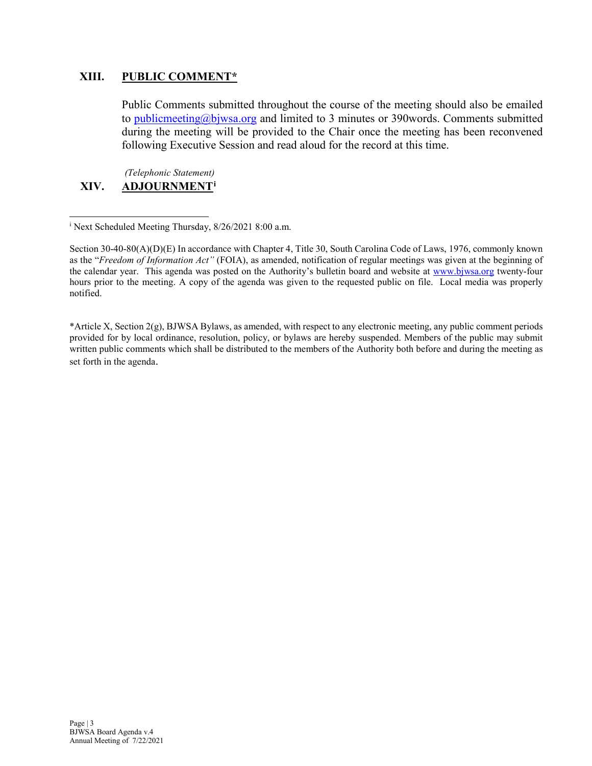## XIII. PUBLIC COMMENT*

Public Comments submitted throughout the course of the meeting should also be emailed to publicmeeting@bjwsa.org and limited to 3 minutes or 390words. Comments submitted during the meeting will be provided to the Chair once the meeting has been reconvened following Executive Session and read aloud for the record at this time.

*(Telephonic Statement)*

## XIV. ADJOURNMENT[i]

---

[i] Next Scheduled Meeting Thursday, 8/26/2021 8:00 a.m.

Section 30-40-80(A)(D)(E) In accordance with Chapter 4, Title 30, South Carolina Code of Laws, 1976, commonly known as the "*Freedom of Information Act"* (FOIA), as amended, notification of regular meetings was given at the beginning of the calendar year. This agenda was posted on the Authority's bulletin board and website at www.bjwsa.org twenty-four hours prior to the meeting. A copy of the agenda was given to the requested public on file. Local media was properly notified.

*Article X, Section 2(g), BJWSA Bylaws, as amended, with respect to any electronic meeting, any public comment periods provided for by local ordinance, resolution, policy, or bylaws are hereby suspended. Members of the public may submit written public comments which shall be distributed to the members of the Authority both before and during the meeting as set forth in the agenda.